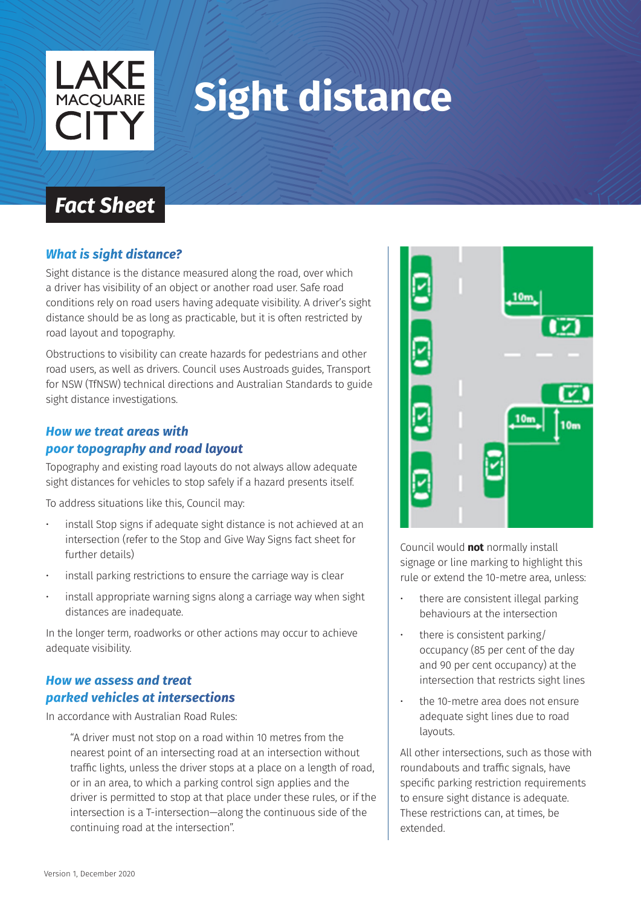LAKE MACQUARIE CITY

# Sight distance

## Fact Sheet

### *What is sight distance?*

Sight distance is the distance measured along the road, over which a driver has visibility of an object or another road user. Safe road conditions rely on road users having adequate visibility. A driver's sight distance should be as long as practicable, but it is often restricted by road layout and topography.

Obstructions to visibility can create hazards for pedestrians and other road users, as well as drivers. Council uses Austroads guides, Transport for NSW (TfNSW) technical directions and Australian Standards to guide sight distance investigations.

### *How we treat areas with poor topography and road layout*

Topography and existing road layouts do not always allow adequate sight distances for vehicles to stop safely if a hazard presents itself.

To address situations like this, Council may:

- install Stop signs if adequate sight distance is not achieved at an intersection (refer to the Stop and Give Way Signs fact sheet for further details)
- install parking restrictions to ensure the carriage way is clear
- install appropriate warning signs along a carriage way when sight distances are inadequate.

In the longer term, roadworks or other actions may occur to achieve adequate visibility.

### *How we assess and treat parked vehicles at intersections*

In accordance with Australian Road Rules:

> "A driver must not stop on a road within 10 metres from the nearest point of an intersecting road at an intersection without traffic lights, unless the driver stops at a place on a length of road, or in an area, to which a parking control sign applies and the driver is permitted to stop at that place under these rules, or if the intersection is a T-intersection—along the continuous side of the continuing road at the intersection".

Council would **not** normally install signage or line marking to highlight this rule or extend the 10-metre area, unless:

- there are consistent illegal parking behaviours at the intersection
- there is consistent parking/occupancy (85 per cent of the day and 90 per cent occupancy) at the intersection that restricts sight lines
- the 10-metre area does not ensure adequate sight lines due to road layouts.

All other intersections, such as those with roundabouts and traffic signals, have specific parking restriction requirements to ensure sight distance is adequate. These restrictions can, at times, be extended.

Version 1, December 2020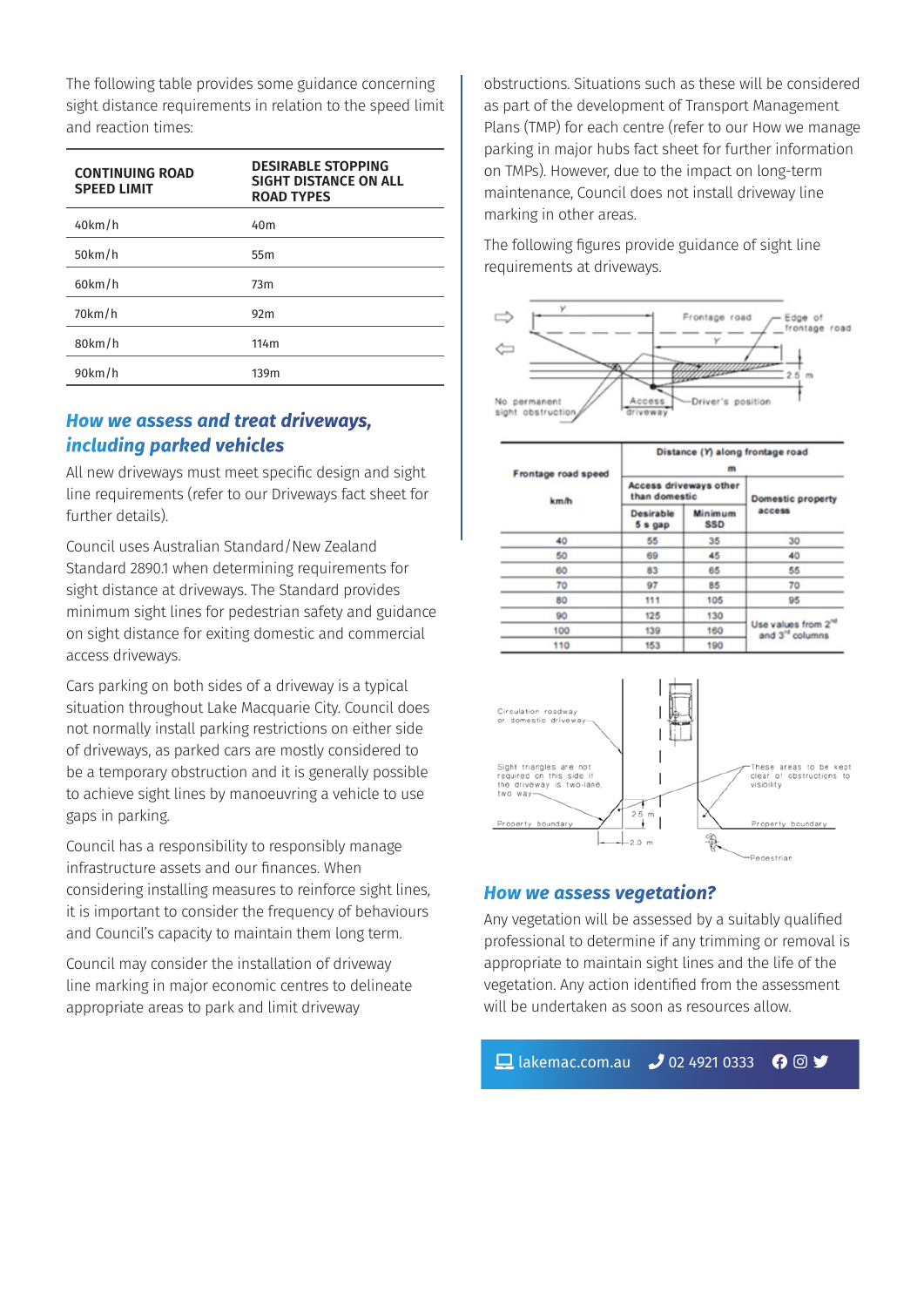The following table provides some guidance concerning sight distance requirements in relation to the speed limit and reaction times:

| CONTINUING ROAD SPEED LIMIT | DESIRABLE STOPPING SIGHT DISTANCE ON ALL ROAD TYPES |
|---|---|
| 40km/h | 40m |
| 50km/h | 55m |
| 60km/h | 73m |
| 70km/h | 92m |
| 80km/h | 114m |
| 90km/h | 139m |

## *How we assess and treat driveways, including parked vehicles*

All new driveways must meet specific design and sight line requirements (refer to our Driveways fact sheet for further details).

Council uses Australian Standard/New Zealand Standard 2890.1 when determining requirements for sight distance at driveways. The Standard provides minimum sight lines for pedestrian safety and guidance on sight distance for exiting domestic and commercial access driveways.

Cars parking on both sides of a driveway is a typical situation throughout Lake Macquarie City. Council does not normally install parking restrictions on either side of driveways, as parked cars are mostly considered to be a temporary obstruction and it is generally possible to achieve sight lines by manoeuvring a vehicle to use gaps in parking.

Council has a responsibility to responsibly manage infrastructure assets and our finances. When considering installing measures to reinforce sight lines, it is important to consider the frequency of behaviours and Council's capacity to maintain them long term.

Council may consider the installation of driveway line marking in major economic centres to delineate appropriate areas to park and limit driveway obstructions. Situations such as these will be considered as part of the development of Transport Management Plans (TMP) for each centre (refer to our How we manage parking in major hubs fact sheet for further information on TMPs). However, due to the impact on long-term maintenance, Council does not install driveway line marking in other areas.

The following figures provide guidance of sight line requirements at driveways.

Y
Frontage road
Edge of frontage road
Y
2.5 m
No permanent sight obstruction
Access driveway
Driver's position

| Frontage road speed km/h | Distance (Y) along frontage road m | | |
|---|---|---|---|
| | Access driveways other than domestic | | Domestic property access |
| | Desirable 5 s gap | Minimum SSD | |
| 40 | 55 | 35 | 30 |
| 50 | 69 | 45 | 40 |
| 60 | 83 | 65 | 55 |
| 70 | 97 | 85 | 70 |
| 80 | 111 | 105 | 95 |
| 90 | 125 | 130 | Use values from 2nd and 3rd columns |
| 100 | 139 | 160 | |
| 110 | 153 | 190 | |

Circulation roadway or domestic driveway
Sight triangles are not required on this side if the driveway is two-way
These areas to be kept clear of obstructions to visibility
2.5 m
Property boundary
Property boundary
2.0 m
Pedestrian

## *How we assess vegetation?*

Any vegetation will be assessed by a suitably qualified professional to determine if any trimming or removal is appropriate to maintain sight lines and the life of the vegetation. Any action identified from the assessment will be undertaken as soon as resources allow.

lakemac.com.au 02 4921 0333